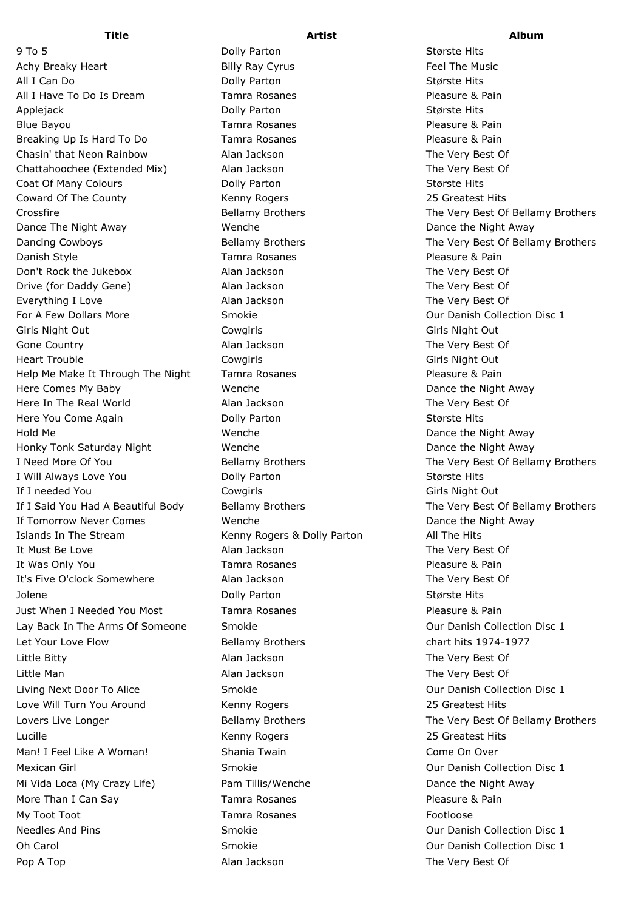| Title | Artist | Album |
|---|---|---|
| 9 To 5 | Dolly Parton | Største Hits |
| Achy Breaky Heart | Billy Ray Cyrus | Feel The Music |
| All I Can Do | Dolly Parton | Største Hits |
| All I Have To Do Is Dream | Tamra Rosanes | Pleasure & Pain |
| Applejack | Dolly Parton | Største Hits |
| Blue Bayou | Tamra Rosanes | Pleasure & Pain |
| Breaking Up Is Hard To Do | Tamra Rosanes | Pleasure & Pain |
| Chasin' that Neon Rainbow | Alan Jackson | The Very Best Of |
| Chattahoochee (Extended Mix) | Alan Jackson | The Very Best Of |
| Coat Of Many Colours | Dolly Parton | Største Hits |
| Coward Of The County | Kenny Rogers | 25 Greatest Hits |
| Crossfire | Bellamy Brothers | The Very Best Of Bellamy Brothers |
| Dance The Night Away | Wenche | Dance the Night Away |
| Dancing Cowboys | Bellamy Brothers | The Very Best Of Bellamy Brothers |
| Danish Style | Tamra Rosanes | Pleasure & Pain |
| Don't Rock the Jukebox | Alan Jackson | The Very Best Of |
| Drive (for Daddy Gene) | Alan Jackson | The Very Best Of |
| Everything I Love | Alan Jackson | The Very Best Of |
| For A Few Dollars More | Smokie | Our Danish Collection Disc 1 |
| Girls Night Out | Cowgirls | Girls Night Out |
| Gone Country | Alan Jackson | The Very Best Of |
| Heart Trouble | Cowgirls | Girls Night Out |
| Help Me Make It Through The Night | Tamra Rosanes | Pleasure & Pain |
| Here Comes My Baby | Wenche | Dance the Night Away |
| Here In The Real World | Alan Jackson | The Very Best Of |
| Here You Come Again | Dolly Parton | Største Hits |
| Hold Me | Wenche | Dance the Night Away |
| Honky Tonk Saturday Night | Wenche | Dance the Night Away |
| I Need More Of You | Bellamy Brothers | The Very Best Of Bellamy Brothers |
| I Will Always Love You | Dolly Parton | Største Hits |
| If I needed You | Cowgirls | Girls Night Out |
| If I Said You Had A Beautiful Body | Bellamy Brothers | The Very Best Of Bellamy Brothers |
| If Tomorrow Never Comes | Wenche | Dance the Night Away |
| Islands In The Stream | Kenny Rogers & Dolly Parton | All The Hits |
| It Must Be Love | Alan Jackson | The Very Best Of |
| It Was Only You | Tamra Rosanes | Pleasure & Pain |
| It's Five O'clock Somewhere | Alan Jackson | The Very Best Of |
| Jolene | Dolly Parton | Største Hits |
| Just When I Needed You Most | Tamra Rosanes | Pleasure & Pain |
| Lay Back In The Arms Of Someone | Smokie | Our Danish Collection Disc 1 |
| Let Your Love Flow | Bellamy Brothers | chart hits 1974-1977 |
| Little Bitty | Alan Jackson | The Very Best Of |
| Little Man | Alan Jackson | The Very Best Of |
| Living Next Door To Alice | Smokie | Our Danish Collection Disc 1 |
| Love Will Turn You Around | Kenny Rogers | 25 Greatest Hits |
| Lovers Live Longer | Bellamy Brothers | The Very Best Of Bellamy Brothers |
| Lucille | Kenny Rogers | 25 Greatest Hits |
| Man! I Feel Like A Woman! | Shania Twain | Come On Over |
| Mexican Girl | Smokie | Our Danish Collection Disc 1 |
| Mi Vida Loca (My Crazy Life) | Pam Tillis/Wenche | Dance the Night Away |
| More Than I Can Say | Tamra Rosanes | Pleasure & Pain |
| My Toot Toot | Tamra Rosanes | Footloose |
| Needles And Pins | Smokie | Our Danish Collection Disc 1 |
| Oh Carol | Smokie | Our Danish Collection Disc 1 |
| Pop A Top | Alan Jackson | The Very Best Of |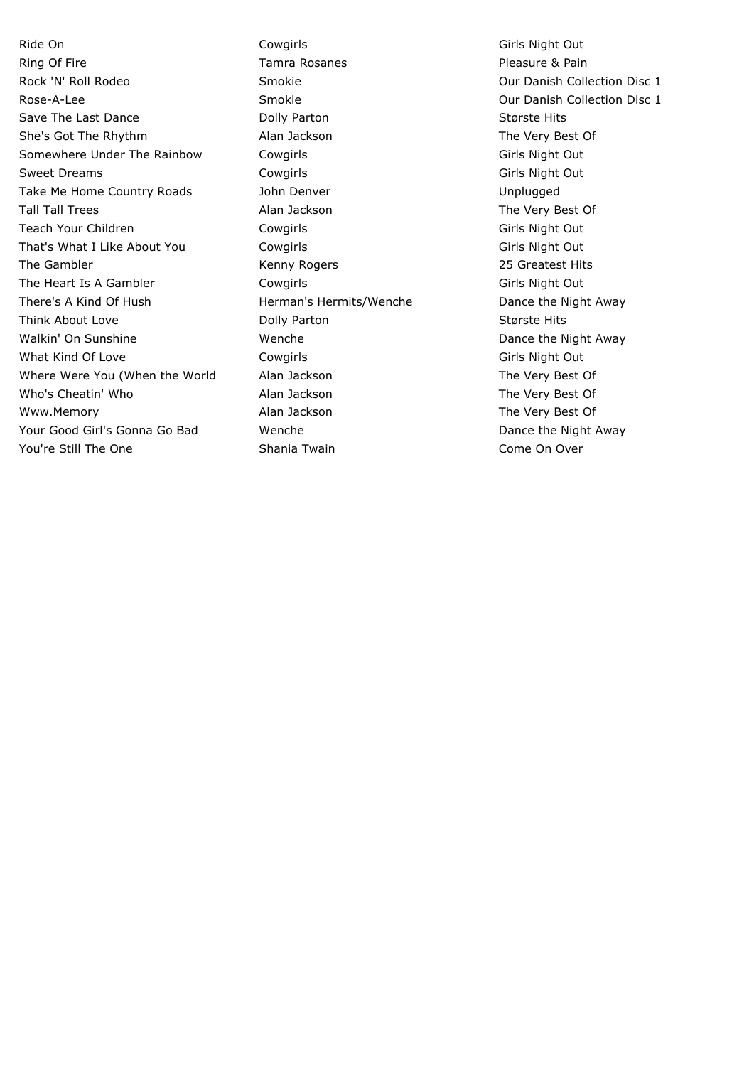| Ride On | Cowgirls | Girls Night Out |
|---|---|---|
| Ring Of Fire | Tamra Rosanes | Pleasure & Pain |
| Rock 'N' Roll Rodeo | Smokie | Our Danish Collection Disc 1 |
| Rose-A-Lee | Smokie | Our Danish Collection Disc 1 |
| Save The Last Dance | Dolly Parton | Største Hits |
| She's Got The Rhythm | Alan Jackson | The Very Best Of |
| Somewhere Under The Rainbow | Cowgirls | Girls Night Out |
| Sweet Dreams | Cowgirls | Girls Night Out |
| Take Me Home Country Roads | John Denver | Unplugged |
| Tall Tall Trees | Alan Jackson | The Very Best Of |
| Teach Your Children | Cowgirls | Girls Night Out |
| That's What I Like About You | Cowgirls | Girls Night Out |
| The Gambler | Kenny Rogers | 25 Greatest Hits |
| The Heart Is A Gambler | Cowgirls | Girls Night Out |
| There's A Kind Of Hush | Herman's Hermits/Wenche | Dance the Night Away |
| Think About Love | Dolly Parton | Største Hits |
| Walkin' On Sunshine | Wenche | Dance the Night Away |
| What Kind Of Love | Cowgirls | Girls Night Out |
| Where Were You (When the World | Alan Jackson | The Very Best Of |
| Who's Cheatin' Who | Alan Jackson | The Very Best Of |
| Www.Memory | Alan Jackson | The Very Best Of |
| Your Good Girl's Gonna Go Bad | Wenche | Dance the Night Away |
| You're Still The One | Shania Twain | Come On Over |